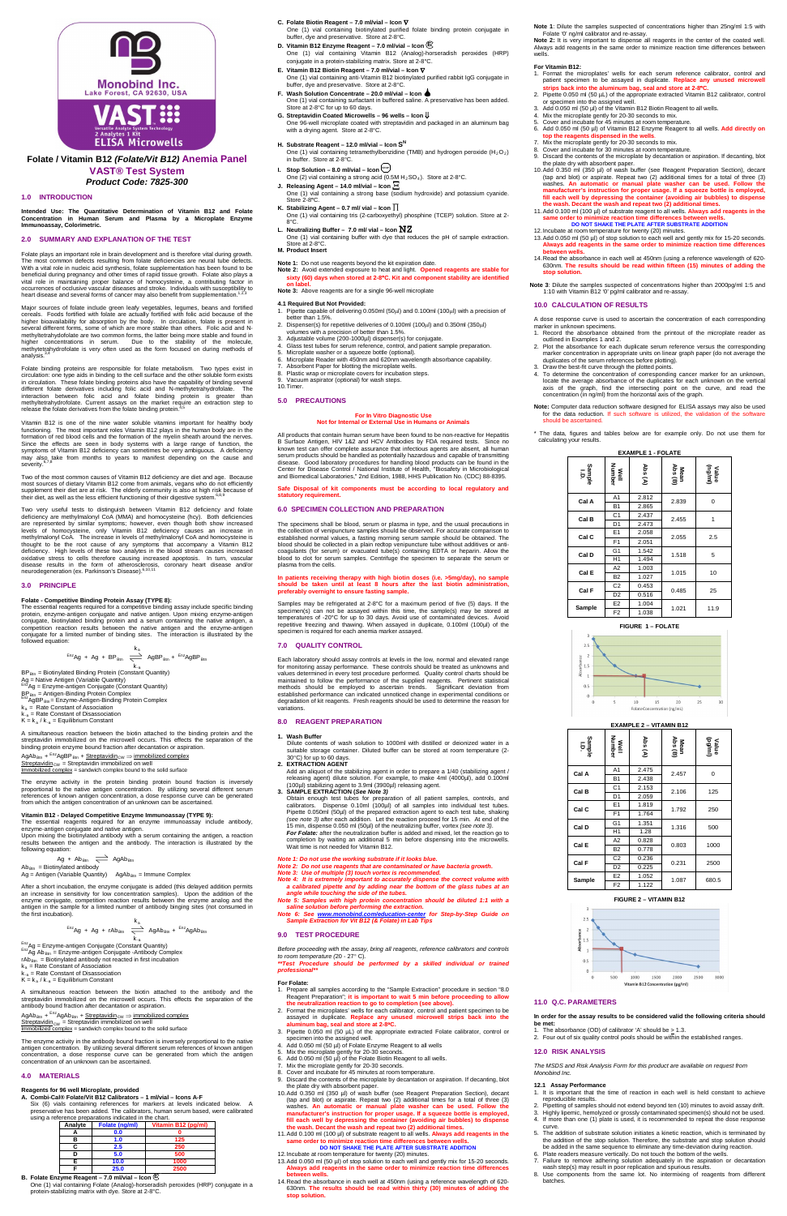Monobind Inc.
Lake Forest, CA 92630, USA

VAST®
Versatile Analyte System Technology
2 Analytes 1 Kit
ELISA Microwells

# Folate / Vitamin B12 *(Folate/Vit B12)* Anemia Panel
## VAST® Test System
### Product Code: 7825-300

## 1.0 INTRODUCTION

**Intended Use: The Quantitative Determination of Vitamin B12 and Folate Concentration in Human Serum and Plasma by a Microplate Enzyme Immunoassay, Colorimetric.**

## 2.0 SUMMARY AND EXPLANATION OF THE TEST

Folate plays an important role in brain development and is therefore vital during growth. The most common defects resulting from folate deficiencies are neural tube defects. With a vital role in nucleic acid synthesis, folate supplementation has been found to be beneficial during pregnancy and other times of rapid tissue growth. Folate also plays a vital role in maintaining proper balance of homocysteine, a contributing factor in occurrences of occlusive vascular diseases and stroke. Individuals with susceptibility to heart disease and several forms of cancer may also benefit from supplementation.[1,2,3]

Major sources of folate include green leafy vegetables, legumes, beans and fortified cereals. Foods fortified with folate are actually fortified with folic acid because of the higher bioavailability for absorption by the body. In circulation, folate is present in several different forms, some of which are more stable than others. Folic acid and N-methyltetrahydrofolate are two common forms, the latter being more stable and found in higher concentrations in serum. Due to the stability of the molecule, methyltetrahydrofolate is very often used as the form focused on during methods of analysis.[2,3]

Folate binding proteins are responsible for folate metabolism. Two types exist in circulation: one type aids in binding to the cell surface and the other soluble form exists in circulation. These folate binding proteins also have the capability of binding several different folate derivatives including folic acid and N-methyltetrahydrofolate. The interaction between folic acid and folate binding protein is greater than methyltetrahydrofolate. Current assays on the market require an extraction step to release the folate derivatives from the folate binding protein.[4,5]

Vitamin B12 is one of the nine water soluble vitamins important for healthy body functioning. The most important roles Vitamin B12 plays in the human body are in the formation of red blood cells and the formation of the myelin sheath around the nerves. Since the effects are seen in body systems with a large range of function, the symptoms of Vitamin B12 deficiency can sometimes be very ambiguous. A deficiency may also take from months to years to manifest depending on the cause and severity.[6,7,8]

Two of the most common causes of Vitamin B12 deficiency are diet and age. Because most sources of dietary Vitamin B12 come from animals, vegans who do not efficiently supplement their diet are at risk. The elderly community is also at high risk because of their diet, as well as the less efficient functioning of their digestive system.[6,8,9]

Two very useful tests to distinguish between Vitamin B12 deficiency and folate deficiency are methylmalonyl CoA (MMA) and homocysteine (hcy). Both deficiencies are represented by similar symptoms; however, even though both show increased levels of homocysteine, only Vitamin B12 deficiency causes an increase in methylmalonyl CoA. The increase in levels of methylmalonyl CoA and homocysteine is thought to be the root cause of any symptoms that accompany a Vitamin B12 deficiency. High levels of these two analytes in the blood stream causes increased oxidative stress to cells therefore causing increased apoptosis. In turn, vascular disease results in the form of atherosclerosis, coronary heart disease and/or neurodegeneration (ex. Parkinson's Disease).[6,10,11]

## 3.0 PRINCIPLE

**Folate - Competitive Binding Protein Assay (TYPE 8):**
The essential reagents required for a competitive binding assay include specific binding protein, enzyme-antigen conjugate and native antigen. Upon mixing enzyme-antigen conjugate, biotinylated binding protein and a serum containing the native antigen, a competition reaction results between the native antigen and the enzyme-antigen conjugate for a limited number of binding sites. The interaction is illustrated by the followed equation:

$$^{Enz}Ag + Ag + BP_{Btn} \underset{k_{-a}}{\overset{k_a}{\rightleftharpoons}} AgBP_{Btn} + {}^{Enz}AgBP_{Btn}$$

$BP_{Btn}$ = Biotinylated Binding Protein (Constant Quantity)
Ag = Native Antigen (Variable Quantity)
$^{Enz}Ag$ = Enzyme-antigen Conjugate (Constant Quantity)
$BP_{Btn}$ = Antigen-Binding Protein Complex
$^{Enz}AgBP_{Btn}$ = Enzyme-Antigen-Binding Protein Complex
$k_a$ = Rate Constant of Association
$k_{-a}$ = Rate Constant of Disassociation
$K = k_a / k_{-a}$ = Equilibrium Constant

A simultaneous reaction between the biotin attached to the binding protein and the streptavidin immobilized on the microwell occurs. This effects the separation of the binding protein bound fraction after decantation or aspiration.

$AgAb_{Btn} + {}^{Enz}AgBP_{Btn} + \underline{Streptavidin}_{CW} \Rightarrow \underline{immobilized\ complex}$
$\underline{Streptavidin}_{CW}$ = Streptavidin immobilized on well
$\underline{Immobilized\ complex}$ = sandwich complex bound to the solid surface

The enzyme activity in the protein binding protein bound fraction is inversely proportional to the native antigen concentration. By utilizing several different serum references of known antigen concentration, a dose response curve can be generated from which the antigen concentration of an unknown can be ascertained.

**Vitamin B12 - Delayed Competitive Enzyme Immunoassay (TYPE 9):**
The essential reagents required for an enzyme immunoassay include antibody, enzyme-antigen conjugate and native antigen.
Upon mixing the biotinylated antibody with a serum containing the antigen, a reaction results between the antigen and the antibody. The interaction is illustrated by the following equation:

$$Ag + Ab_{Btn} \rightleftharpoons AgAb_{Btn}$$

$Ab_{Btn}$ = Biotinylated antibody
Ag = Antigen (Variable Quantity) $AgAb_{Btn}$ = Immune Complex

After a short incubation, the enzyme conjugate is added (this delayed addition permits an increase in sensitivity for low concentration samples). Upon the addition of the enzyme conjugate, competition reaction results between the enzyme analog and the antigen in the sample for a limited number of antibody binging sites (not consumed in the first incubation).

$$^{Enz}Ag + Ag + rAb_{Btn} \underset{k_{-a}}{\overset{k_a}{\rightleftharpoons}} AgAb_{Btn} + {}^{Enz}AgAb_{Btn}$$

$^{Enz}Ag$ = Enzyme-antigen Conjugate (Constant Quantity)
$^{Enz}Ag\ Ab_{Btn}$ = Enzyme-antigen Conjugate -Antibody Complex
$rAb_{Btn}$ = Biotinylated antibody not reacted in first incubation
$k_a$ = Rate Constant of Association
$k_{-a}$ = Rate Constant of Disassociation
$K = k_a / k_{-a}$ = Equilibrium Constant

A simultaneous reaction between the biotin attached to the antibody and the streptavidin immobilized on the microwell occurs. This effects the separation of the antibody bound fraction after decantation or aspiration.

$AgAb_{Btn} + {}^{Enz}AgAb_{Btn} + \underline{Streptavidin}_{CW} \Rightarrow \underline{immobilized\ complex}$
$\underline{Streptavidin}_{CW}$ = Streptavidin immobilized on well
$\underline{Immobilized\ complex}$ = sandwich complex bound to the solid surface

The enzyme activity in the antibody bound fraction is inversely proportional to the native antigen concentration. By utilizing several different serum references of known antigen concentration, a dose response curve can be generated from which the antigen concentration of an unknown can be ascertained.

## 4.0 MATERIALS

**Reagents for 96 well Microplate, provided**

**A. Combi-Calibrator Folate/Vit B12 Calibrators – 1 ml/vial – Icons A-F**
Six (6) vials containing references for markers at levels indicated below. A preservative has been added. The calibrators, human serum based, were calibrated using a reference preparations indicated in the chart.

| Analyte | Folate (ng/ml) | Vitamin B12 (pg/ml) |
|---|---|---|
| A | 0.0 | 0 |
| B | 1.0 | 125 |
| C | 2.5 | 250 |
| D | 5.0 | 500 |
| E | 10.0 | 1000 |
| F | 25.0 | 2500 |

**B. Folate Enzyme Reagent – 7.0 ml/vial – Icon E**
One (1) vial containing Folate (Analog)-horseradish peroxides (HRP) conjugate in a protein-stabilizing matrix with dye. Store at 2-8°C.

**C. Folate Biotin Reagent – 7.0 ml/vial – Icon ∇**
One (1) vial containing biotinylated purified folate binding protein conjugate in buffer, dye and preservative. Store at 2-8°C.

**D. Vitamin B12 Enzyme Reagent – 7.0 ml/vial – Icon E**
One (1) vial containing Vitamin B12 (Analog)-horseradish peroxides (HRP) conjugate in a protein-stabilizing matrix. Store at 2-8°C.

**E. Vitamin B12 Biotin Reagent – 7.0 ml/vial – Icon ∇**
One (1) vial containing anti-Vitamin B12 biotinylated purified rabbit IgG conjugate in buffer, dye and preservative. Store at 2-8°C.

**F. Wash Solution Concentrate – 20.0 ml/vial – Icon**
One (1) vial containing surfactant in buffered saline. A preservative has been added. Store at 2-8°C for up to 60 days.

**G. Streptavidin Coated Microwells – 96 wells – Icon ⇓**
One 96-well microplate coated with streptavidin and packaged in an aluminum bag with a drying agent. Store at 2-8°C.

**H. Substrate Reagent – 12.0 ml/vial – Icon $S^N$**
One (1) vial containing tetramethylbenzidine (TMB) and hydrogen peroxide ($H_2O_2$) in buffer. Store at 2-8°C.

**I. Stop Solution – 8.0 ml/vial – Icon**
One (2) vial containing a strong acid (0.5M $H_2SO_4$). Store at 2-8°C.

**J. Releasing Agent – 14.0 ml/vial – Icon**
One (1) vial containing a strong base (sodium hydroxide) and potassium cyanide. Store at 2-8°C.

**K. Stabilizing Agent – 0.7 ml/ vial – Icon**
One (1) vial containing tris (2-carboxyethyl) phosphine (TCEP) solution. Store at 2-8°C.

**L. Neutralizing Buffer – 7.0 ml/ vial – Icon NZ**
One (1) vial containing buffer with dye that reduces the pH of sample extraction. Store at 2-8°C.

**M. Product Insert**

**Note 1:** Do not use reagents beyond the kit expiration date.
**Note 2:** Avoid extended exposure to heat and light. **Opened reagents are stable for sixty (60) days when stored at 2-8°C. Kit and component stability are identified on label.**
**Note 3:** Above reagents are for a single 96-well microplate

### 4.1 Required But Not Provided:

1. Pipette capable of delivering 0.050ml (50µl) and 0.100ml (100µl) with a precision of better than 1.5%.
2. Dispenser(s) for repetitive deliveries of 0.100ml (100µl) and 0.350ml (350µl) volumes with a precision of better than 1.5%.
3. Adjustable volume (200-1000µl) dispenser(s) for conjugate.
4. Glass test tubes for serum reference, control, and patient sample preparation.
5. Microplate washer or a squeeze bottle (optional).
6. Microplate Reader with 450nm and 620nm wavelength absorbance capability.
7. Absorbent Paper for blotting the microplate wells.
8. Plastic wrap or microplate covers for incubation steps.
9. Vacuum aspirator (optional) for wash steps.
10. Timer.

## 5.0 PRECAUTIONS

**For In Vitro Diagnostic Use**
**Not for Internal or External Use in Humans or Animals**

All products that contain human serum have been found to be non-reactive for Hepatitis B Surface Antigen, HIV 1&2 and HCV Antibodies by FDA required tests. Since no known test can offer complete assurance that infectious agents are absent, all human serum products should be handled as potentially hazardous and capable of transmitting disease. Good laboratory procedures for handling blood products can be found in the Center for Disease Control / National Institute of Health, "Biosafety in Microbiological and Biomedical Laboratories," 2nd Edition, 1988, HHS Publication No. (CDC) 88-8395.

**Safe Disposal of kit components must be according to local regulatory and statutory requirement.**

## 6.0 SPECIMEN COLLECTION AND PREPARATION

The specimens shall be blood, serum or plasma in type, and the usual precautions in the collection of venipuncture samples should be observed. For accurate comparison to established normal values, a fasting morning serum sample should be obtained. The blood should be collected in a plain redtop venipuncture tube without additives or anti-coagulants (for serum) or evacuated tube(s) containing EDTA or heparin. Allow the blood to clot for serum samples. Centrifuge the specimen to separate the serum or plasma from the cells.

**In patients receiving therapy with high biotin doses (i.e. >5mg/day), no sample should be taken until at least 8 hours after the last biotin administration, preferably overnight to ensure fasting sample.**

Samples may be refrigerated at 2-8°C for a maximum period of five (5) days. If the specimen(s) can not be assayed within this time, the sample(s) may be stored at temperatures of -20°C for up to 30 days. Avoid use of contaminated devices. Avoid repetitive freezing and thawing. When assayed in duplicate, 0.100ml (100µl) of the specimen is required for each anemia marker assayed.

## 7.0 QUALITY CONTROL

Each laboratory should assay controls at levels in the low, normal and elevated range for monitoring assay performance. These controls should be treated as unknowns and values determined in every test procedure performed. Quality control charts should be maintained to follow the performance of the supplied reagents. Pertinent statistical methods should be employed to ascertain trends. Significant deviation from established performance can indicated unnoticed change in experimental conditions or degradation of kit reagents. Fresh reagents should be used to determine the reason for variations.

## 8.0 REAGENT PREPARATION

1. **Wash Buffer**
Dilute contents of wash solution to 1000ml with distilled or deionized water in a suitable storage container. Diluted buffer can be stored at room temperature (2-30°C) for up to 60 days.
2. **EXTRACTION AGENT**
Add an aliquot of the stabilizing agent in order to prepare a 1/40 (stabilizing agent / releasing agent) dilution solution. For example, to make 4ml (4000µl), add 0.100ml (100µl) stabilizing agent to 3.9ml (3900µl) releasing agent.
3. **SAMPLE EXTRACTION (See Note 3)**
Obtain enough test tubes for preparation of all patient samples, controls, and calibrators. Dispense 0.100ml (100µl) of all samples into individual test tubes. Pipette 0.050ml (50µl) of the prepared extraction agent to each test tube, shaking *(see note 3)* after each addition. Let the reaction proceed for 15 min. At end of the 15 min, dispense 0.050 ml (50µl) of the neutralizing buffer, vortex (see note 3).
***For Folate:*** after the neutralization buffer is added and mixed, let the reaction go to completion by waiting an additional 5 min before dispensing into the microwells. Wait time is not needed for Vitamin B12.

*Note 1: Do not use the working substrate if it looks blue.*
*Note 2: Do not use reagents that are contaminated or have bacteria growth.*
*Note 3: Use of multiple (3) touch vortex is recommended.*
*Note 4: It is extremely important to accurately dispense the correct volume with a calibrated pipette and by adding near the bottom of the glass tubes at an angle while touching the side of the tubes.*
*Note 5: Samples with high protein concentration should be diluted 1:1 with a saline solution before performing the extraction.*
*Note 6: See www.monobind.com/education-center for Step-by-Step Guide on Sample Extraction for Vit B12 (& Folate) in Lab Tips*

## 9.0 TEST PROCEDURE

*Before proceeding with the assay, bring all reagents, reference calibrators and controls to room temperature (20 - 27° C).*
***\*\*Test Procedure should be performed by a skilled individual or trained professional\*\****

**For Folate:**
1. Prepare all samples according to the "Sample Extraction" procedure in section "8.0 Reagent Preparation"; **it is important to wait 5 min before proceeding to allow the neutralization reaction to go to completion (see above).**
2. Format the microplates' wells for each calibrator, control and patient specimen to be assayed in duplicate. **Replace any unused microwell strips back into the aluminum bag, seal and store at 2-8°C.**
3. Pipette 0.050 ml (50 µL) of the appropriate extracted Folate calibrator, control or specimen into the assigned well.
4. Add 0.050 ml (50 µl) of Folate Enzyme Reagent to all wells
5. Mix the microplate gently for 20-30 seconds.
6. Add 0.050 ml (50 µl) of the Folate Biotin Reagent to all wells.
7. Mix the microplate gently for 20-30 seconds.
8. Cover and incubate for 45 minutes at room temperature.
9. Discard the contents of the microplate by decantation or aspiration. If decanting, blot the plate dry with absorbent paper.
10. Add 0.350 ml (350 µl) of wash buffer (see Reagent Preparation Section), decant (tap and blot) or aspirate. Repeat two (2) additional times for a total of three (3) washes. **An automatic or manual plate washer can be used. Follow the manufacturer's instruction for proper usage. If a squeeze bottle is employed, fill each well by depressing the container (avoiding air bubbles) to dispense the wash. Decant the wash and repeat two (2) additional times.**
11. Add 0.100 ml (100 µl) of substrate reagent to all wells. **Always add reagents in the same order to minimize reaction time differences between wells.**
**DO NOT SHAKE THE PLATE AFTER SUBSTRATE ADDITION**
12. Incubate at room temperature for twenty (20) minutes.
13. Add 0.050 ml (50 µl) of stop solution to each well and gently mix for 15-20 seconds. **Always add reagents in the same order to minimize reaction time differences between wells.**
14. Read the absorbance in each well at 450nm (using a reference wavelength of 620-630nm. **The results should be read within thirty (30) minutes of adding the stop solution.**

**Note 1**: Dilute the samples suspected of concentrations higher than 25ng/ml 1:5 with Folate '0' ng/ml calibrator and re-assay.
**Note 2:** It is very important to dispense all reagents in the center of the coated well. Always add reagents in the same order to minimize reaction time differences between wells.

**For Vitamin B12:**
1. Format the microplates' wells for each serum reference calibrator, control and patient specimen to be assayed in duplicate. **Replace any unused microwell strips back into the aluminum bag, seal and store at 2-8°C.**
2. Pipette 0.050 ml (50 µl) of the appropriate extracted Vitamin B12 calibrator, control or specimen into the assigned well.
3. Add 0.050 ml (50 µl) of the Vitamin B12 Biotin Reagent to all wells.
4. Mix the microplate gently for 20-30 seconds to mix.
5. Cover and incubate for 45 minutes at room temperature.
6. Add 0.050 ml (50 µl) of Vitamin B12 Enzyme Reagent to all wells. **Add directly on top the reagents dispensed in the wells.**
7. Mix the microplate gently for 20-30 seconds to mix.
8. Cover and incubate for 30 minutes at room temperature.
9. Discard the contents of the microplate by decantation or aspiration. If decanting, blot the plate dry with absorbent paper.
10. Add 0.350 ml (350 µl) of wash buffer (see Reagent Preparation Section), decant (tap and blot) or aspirate. Repeat two (2) additional times for a total of three (3) washes. **An automatic or manual plate washer can be used. Follow the manufacturer's instruction for proper usage. If a squeeze bottle is employed, fill each well by depressing the container (avoiding air bubbles) to dispense the wash. Decant the wash and repeat two (2) additional times.**
11. Add 0.100 ml (100 µl) of substrate reagent to all wells. **Always add reagents in the same order to minimize reaction time differences between wells.**
**DO NOT SHAKE THE PLATE AFTER SUBSTRATE ADDITION**
12. Incubate at room temperature for twenty (20) minutes.
13. Add 0.050 ml (50 µl) of stop solution to each well and gently mix for 15-20 seconds. **Always add reagents in the same order to minimize reaction time differences between wells.**
14. Read the absorbance in each well at 450nm (using a reference wavelength of 620-630nm. **The results should be read within fifteen (15) minutes of adding the stop solution.**

**Note 3**: Dilute the samples suspected of concentrations higher than 2000pg/ml 1:5 and 1:10 with Vitamin B12 '0' pg/ml calibrator and re-assay.

## 10.0 CALCULATION OF RESULTS

A dose response curve is used to ascertain the concentration of each corresponding marker in unknown specimens.
1. Record the absorbance obtained from the printout of the microplate reader as outlined in Examples 1 and 2.
2. Plot the absorbance for each duplicate serum reference versus the corresponding marker concentration in appropriate units on linear graph paper (do not average the duplicates of the serum references before plotting).
3. Draw the best-fit curve through the plotted points.
4. To determine the concentration of corresponding cancer marker for an unknown, locate the average absorbance of the duplicates for each unknown on the vertical axis of the graph, find the intersecting point on the curve, and read the concentration (in ng/ml) from the horizontal axis of the graph.

**Note:** Computer data reduction software designed for ELISA assays may also be used for the data reduction. If such software is utilized, the validation of the software should be ascertained.

\* The data, figures and tables below are for example only. Do not use them for calculating your results.

**EXAMPLE 1 - FOLATE**

| Sample I.D. | Well Number | Abs (A) | Mean Abs (B) | Value (ng/ml) |
|---|---|---|---|---|
| Cal A | A1 | 2.812 | 2.839 | 0 |
| | B1 | 2.865 | | |
| Cal B | C1 | 2.437 | 2.455 | 1 |
| | D1 | 2.473 | | |
| Cal C | E1 | 2.058 | 2.055 | 2.5 |
| | F1 | 2.051 | | |
| Cal D | G1 | 1.542 | 1.518 | 5 |
| | H1 | 1.494 | | |
| Cal E | A2 | 1.003 | 1.015 | 10 |
| | B2 | 1.027 | | |
| Cal F | C2 | 0.453 | 0.485 | 25 |
| | D2 | 0.516 | | |
| Sample | E2 | 1.004 | 1.021 | 11.9 |
| | F2 | 1.038 | | |

**FIGURE 1 – FOLATE**

**EXAMPLE 2 – VITAMIN B12**

| Sample I.D. | Well Number | Abs (A) | Mean Abs (B) | Value (pg/ml) |
|---|---|---|---|---|
| Cal A | A1 | 2.475 | 2.457 | 0 |
| | B1 | 2.438 | | |
| Cal B | C1 | 2.153 | 2.106 | 125 |
| | D1 | 2.059 | | |
| Cal C | E1 | 1.819 | 1.792 | 250 |
| | F1 | 1.764 | | |
| Cal D | G1 | 1.351 | 1.316 | 500 |
| | H1 | 1.28 | | |
| Cal E | A2 | 0.828 | 0.803 | 1000 |
| | B2 | 0.778 | | |
| Cal F | C2 | 0.236 | 0.231 | 2500 |
| | D2 | 0.225 | | |
| Sample | E2 | 1.052 | 1.087 | 680.5 |
| | F2 | 1.122 | | |

**FIGURE 2 – VITAMIN B12**

## 11.0 Q.C. PARAMETERS

**In order for the assay results to be considered valid the following criteria should be met:**
1. The absorbance (OD) of calibrator 'A' should be ≥ 1.3.
2. Four out of six quality control pools should be within the established ranges.

## 12.0 RISK ANALYSIS

*The MSDS and Risk Analysis Form for this product are available on request from Monobind Inc.*

### 12.1 Assay Performance

1. It is important that the time of reaction in each well is held constant to achieve reproducible results.
2. Pipetting of samples should not extend beyond ten (10) minutes to avoid assay drift.
3. Highly lipemic, hemolyzed or grossly contaminated specimen(s) should not be used.
4. If more than one (1) plate is used, it is recommended to repeat the dose response curve.
5. The addition of substrate solution initiates a kinetic reaction, which is terminated by the addition of the stop solution. Therefore, the substrate and stop solution should be added in the same sequence to eliminate any time-deviation during reaction.
6. Plate readers measure vertically. Do not touch the bottom of the wells.
7. Failure to remove adhering solution adequately in the aspiration or decantation wash step(s) may result in poor replication and spurious results.
8. Use components from the same lot. No intermixing of reagents from different batches.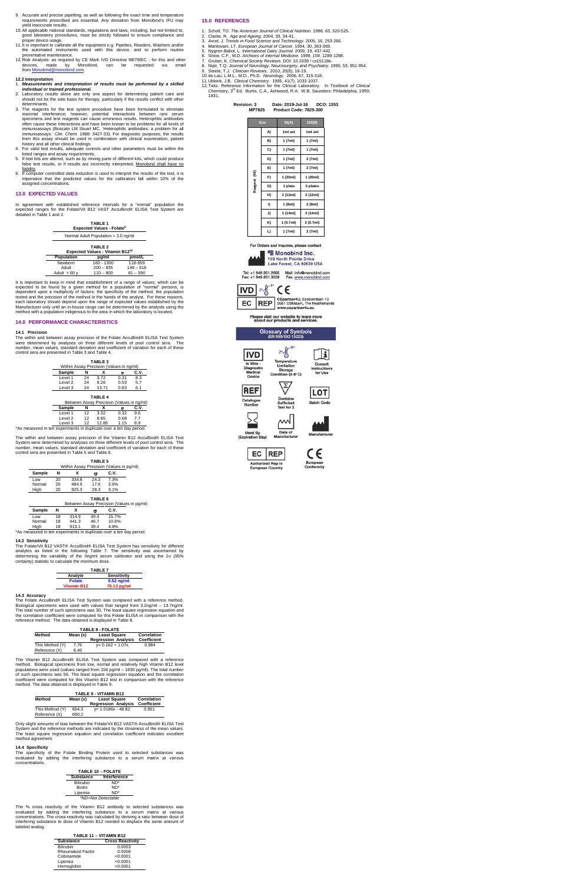9. Accurate and precise pipetting, as well as following the exact time and temperature requirements prescribed are essential. Any deviation from Monobind's IFU may yield inaccurate results.
10. All applicable national standards, regulations and laws, including, but not limited to, good laboratory procedures, must be strictly followed to ensure compliance and proper device usage.
11. It is important to calibrate all the equipment e.g. Pipettes, Readers, Washers and/or the automated instruments used with this device, and to perform routine preventative maintenance.
12. Risk Analysis- as required by CE Mark IVD Directive 98/79/EC - for this and other devices, made by Monobind, can be requested via email from Monobind@monobind.com.

### 12.2 Interpretation

1. ***Measurements and interpretation of results must be performed by a skilled individual or trained professional.***
2. Laboratory results alone are only one aspect for determining patient care and should not be the sole basis for therapy, particularly if the results conflict with other determinants.
3. The reagents for the test system procedure have been formulated to eliminate maximal interference; however, potential interactions between rare serum specimens and test reagents can cause erroneous results. Heterophilic antibodies often cause these interactions and have been known to be problems for all kinds of immunoassays (Boscato LM Stuart MC. 'Heterophilic antibodies: a problem for all immunoassays.' *Clin. Chem.* 1988: 3427-33). For diagnostic purposes, the results from this assay should be used in combination with clinical examination, patient history and all other clinical findings.
4. For valid test results, adequate controls and other parameters must be within the listed ranges and assay requirements.
5. If test kits are altered, such as by mixing parts of different kits, which could produce false test results, or if results are incorrectly interpreted, Monobind shall have no liability.
6. If computer controlled data reduction is used to interpret the results of the test, it is imperative that the predicted values for the calibrators fall within 10% of the assigned concentrations.

## 13.0 EXPECTED VALUES

In agreement with established reference intervals for a "normal" population the expected ranges for the Folate/Vit B12 VAST AccuBind® ELISA Test System are detailed in Table 1 and 2.

**TABLE 1**
**Expected Values - Folate[6]**

| |
|---|
| Normal Adult Population > 3.0 ng/ml |

**TABLE 2**
**Expected Values - Vitamin B12[12]**

| Population | pg/ml | pmol/L |
|---|---|---|
| Newborn | 160 - 1300 | 118-959 |
| Adult | 200 – 835 | 148 – 616 |
| Adult > 60 y | 110 – 800 | 81 – 590 |

It is important to keep in mind that establishment of a range of values, which can be expected to be found by a given method for a population of "normal" persons, is dependent upon a multiplicity of factors: the specificity of the method, the population tested and the precision of the method in the hands of the analyst. For these reasons, each laboratory should depend upon the range of expected values established by the Manufacturer only until an in-house range can be determined by the analysts using the method with a population indigenous to the area in which the laboratory is located.

## 14.0 PERFORMANCE CHARACTERISTICS

### 14.1 Precision

The within and between assay precision of the Folate AccuBind® ELISA Test System were determined by analyses on three different levels of pool control sera. The number, mean values, standard deviation and coefficient of variation for each of these control sera are presented in Table 3 and Table 4.

**TABLE 3**
Within Assay Precision (Values in ng/ml)

| Sample | N | X | σ | C.V. |
|---|---|---|---|---|
| Level 1 | 24 | 3.72 | 0.31 | 8.3 |
| Level 2 | 24 | 9.26 | 0.53 | 5.7 |
| Level 3 | 24 | 13.71 | 0.83 | 6.1 |

**TABLE 4**
Between Assay Precision (Values in ng/ml)

| Sample | N | X | σ | C.V. |
|---|---|---|---|---|
| Level 1 | 12 | 3.32 | 0.32 | 9.6 |
| Level 2 | 12 | 8.85 | 0.68 | 7.7 |
| Level 3 | 12 | 12.85 | 1.15 | 8.9 |

*As measured in ten experiments in duplicate over a ten day period.

The within and between assay precision of the Vitamin B12 AccuBind® ELISA Test System were determined by analyses on three different levels of pool control sera. The number, mean values, standard deviation and coefficient of variation for each of these control sera are presented in Table 5 and Table 6.

**TABLE 5**
Within Assay Precision (Values in pg/ml)

| Sample | N | X | σ | C.V. |
|---|---|---|---|---|
| Low | 20 | 334.8 | 24.3 | 7.3% |
| Normal | 20 | 484.9 | 17.6 | 3.6% |
| High | 20 | 925.3 | 28.3 | 3.1% |

**TABLE 6**
Between Assay Precision (Values in pg/ml)

| Sample | N | X | σ | C.V. |
|---|---|---|---|---|
| Low | 18 | 314.9 | 49.4 | 15.7% |
| Normal | 18 | 441.3 | 46.7 | 10.6% |
| High | 18 | 913.1 | 39.4 | 4.8% |

*As measured in ten experiments in duplicate over a ten day period.

### 14.2 Sensitivity

The Folate/Vit B12 VAST® AccuBind® ELISA Test System has sensitivity for different analytes as listed in the following Table 7. The sensitivity was ascertained by determining the variability of the 0ng/ml serum calibrator and using the 2σ (95% certainty) statistic to calculate the minimum dose.

**TABLE 7**

| Analyte | Sensitivity |
|---|---|
| Folate | 0.52 ng/ml |
| Vitamin B12 | 70.13 pg/ml |

### 14.3 Accuracy

The Folate AccuBind® ELISA Test System was compared with a reference method. Biological specimens were used with values that ranged from 3.2ng/ml – 13.7ng/ml. The total number of such specimens was 30. The least square regression equation and the correlation coefficient were computed for this Folate ELISA in comparison with the reference method. The data obtained is displayed in Table 8.

**TABLE 8 - FOLATE**

| Method | Mean (x) | Least Square Regression Analysis | Correlation Coefficient |
|---|---|---|---|
| This Method (Y) | 7.76 | y= 0.162 + 1.07x | 0.984 |
| Reference (X) | 8.46 | | |

The Vitamin B12 AccuBind® ELISA Test System was compared with a reference method. Biological specimens from low, normal and relatively high Vitamin B12 level populations were used (values ranged from 156 pg/ml – 1830 pg/ml). The total number of such specimens was 56. The least square regression equation and the correlation coefficient were computed for this Vitamin B12 test in comparison with the reference method. The data obtained is displayed in Table 9.

**TABLE 9 - VITAMIN B12**

| Method | Mean (x) | Least Square Regression Analysis | Correlation Coefficient |
|---|---|---|---|
| This Method (Y) | 654.3 | y= 1.0186x - 48.82 | 0.951 |
| Reference (X) | 690.2 | | |

Only slight amounts of bias between the Folate/Vit B12 VAST® AccuBind® ELISA Test System and the reference methods are indicated by the closeness of the mean values. The least square regression equation and correlation coefficient indicates excellent method agreement.

### 14.4 Specificity

The specificity of the Folate Binding Protein used to selected substances was evaluated by adding the interfering substance to a serum matrix at various concentrations.

**TABLE 10 – FOLATE**

| Substance | Interference |
|---|---|
| Bilirubin | ND* |
| Biotin | ND* |
| Lipemia | ND* |

*ND=Not Detectable

The % cross reactivity of the Vitamin B12 antibody to selected substances was evaluated by adding the interfering substance to a serum matrix at various concentrations. The cross-reactivity was calculated by deriving a ratio between dose of interfering substance to dose of Vitamin B12 needed to displace the same amount of labeled analog.

**TABLE 11 – VITAMIN B12**

| Substance | Cross Reactivity |
|---|---|
| Bilirubin | 0.0003 |
| Rheumatoid Factor | 0.0008 |
| Cobinamide | <0.0001 |
| Lipemia | <0.0001 |
| Hemoglobin | <0.0001 |

## 15.0 REFERENCES

1. Scholl, TO. *The American Journal of Clinical Nutrition.* 1996, 63, 520-525.
2. Clarke, R. *Age and Ageing.* 2004, 33, 34-41.
3. Arcot, J. *Trends in Food Science and Technology.* 2005, 16, 253-266.
4. Mantovani, LT. *European Journal of Cancer.* 1994, 30, 363-369.
5. Nygren-Babol, L. *International Dairy Journal.* 2009, 19, 437-442.
6. Snow, C.F., M.D. *Archives of Internal Medicine.* 1999, 159, 1289-1298.
7. Gruber, K. *Chemical Society Reviews.* DOI: 10.1039 / cs15118e.
8. Nijst, T.Q. *Journal of Neurology, Neurosurgery, and Psychiatry.* 1990, 53, 951-954.
9. Steele, T.J. *Clinician Reviews.* 2010, 20(8), 16-19.
10. de Lau, L.M.L., M.D., Ph.D. *Neurology.* 2006, 67, 315-318.
11. Ubbink, J.B. *Clinical Chemistry.* 1995, 41(7), 1033-1037.
12. Tietz. Reference Information for the Clinical Laboratory. In *Textbook of Clinical Chemistry*, 3rd Ed. Burtis, C.A., Ashwood, R.A. W.B. Saunders: Philadelphia; 1999; 1831.

**Revision: 3** **Date: 2019-Jul-16** **DCO: 1353**
**MP7825** **Product Code: 7825-300**

| Size | | 96(A) | 192(B) |
|---|---|---|---|
| Reagent (fill) | A) | 1ml set | 1ml set |
| | B) | 1 (7ml) | 1 (7ml) |
| | C) | 1 (7ml) | 1 (7ml) |
| | D) | 1 (7ml) | 2 (7ml) |
| | E) | 1 (7ml) | 2 (7ml) |
| | F) | 1 (20ml) | 1 (20ml) |
| | G) | 1 plate | 2 plates |
| | H) | 1 (12ml) | 2 (12ml) |
| | I) | 1 (8ml) | 2 (8ml) |
| | J) | 1 (14ml) | 2 (14ml) |
| | K) | 1 (0.7ml) | 2 (0.7ml) |
| | L) | 1 (7ml) | 2 (7ml) |

For Orders and Inquires, please contact

Monobind Inc.
100 North Pointe Drive
Lake Forest, CA 92630 USA

Tel: +1 949.951.2665 Mail: info@monobind.com
Fax: +1 949.951.3539 Fax: www.monobind.com

CEpartner4U, Esdoornlaan 13
3951 DB Maarn, The Netherlands
www.cepartner4u.eu

Please visit our website to learn more about our products and services.

**Glossary of Symbols**
(EN 980/ISO 15223)

In Vitro Diagnostic Medical Device

Temperature Limitation Storage Condition (2-8° C)

Consult Instructions for Use

Catalogue Number

Contains Sufficient Test for Σ

Batch Code

Used By (Expiration Day)

Date of Manufacturer

Manufacturer

Authorized Rep in European Country

European Conformity